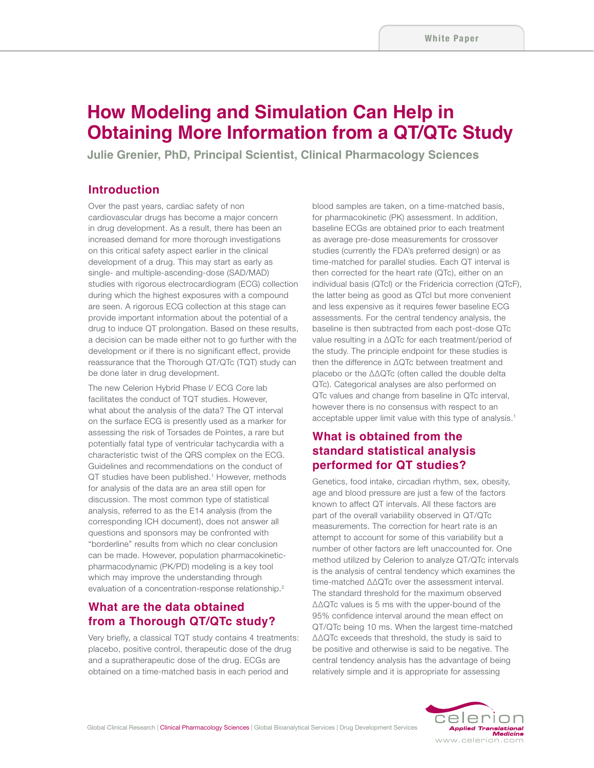# How Modeling and Simulation Can Help in Obtaining More Information from a QT/QTc Study

**Julie Grenier, PhD, Principal Scientist, Clinical Pharmacology Sciences**

## Introduction

Over the past years, cardiac safety of non cardiovascular drugs has become a major concern in drug development. As a result, there has been an increased demand for more thorough investigations on this critical safety aspect earlier in the clinical development of a drug. This may start as early as single- and multiple-ascending-dose (SAD/MAD) studies with rigorous electrocardiogram (ECG) collection during which the highest exposures with a compound are seen. A rigorous ECG collection at this stage can provide important information about the potential of a drug to induce QT prolongation. Based on these results, a decision can be made either not to go further with the development or if there is no significant effect, provide reassurance that the Thorough QT/QTc (TQT) study can be done later in drug development.

The new Celerion Hybrid Phase I/ ECG Core lab facilitates the conduct of TQT studies. However, what about the analysis of the data? The QT interval on the surface ECG is presently used as a marker for assessing the risk of Torsades de Pointes, a rare but potentially fatal type of ventricular tachycardia with a characteristic twist of the QRS complex on the ECG. Guidelines and recommendations on the conduct of QT studies have been published.[1] However, methods for analysis of the data are an area still open for discussion. The most common type of statistical analysis, referred to as the E14 analysis (from the corresponding ICH document), does not answer all questions and sponsors may be confronted with "borderline" results from which no clear conclusion can be made. However, population pharmacokinetic-pharmacodynamic (PK/PD) modeling is a key tool which may improve the understanding through evaluation of a concentration-response relationship.[2]

## What are the data obtained from a Thorough QT/QTc study?

Very briefly, a classical TQT study contains 4 treatments: placebo, positive control, therapeutic dose of the drug and a supratherapeutic dose of the drug. ECGs are obtained on a time-matched basis in each period and blood samples are taken, on a time-matched basis, for pharmacokinetic (PK) assessment. In addition, baseline ECGs are obtained prior to each treatment as average pre-dose measurements for crossover studies (currently the FDA's preferred design) or as time-matched for parallel studies. Each QT interval is then corrected for the heart rate (QTc), either on an individual basis (QTcI) or the Fridericia correction (QTcF), the latter being as good as QTcI but more convenient and less expensive as it requires fewer baseline ECG assessments. For the central tendency analysis, the baseline is then subtracted from each post-dose QTc value resulting in a ΔQTc for each treatment/period of the study. The principle endpoint for these studies is then the difference in ΔQTc between treatment and placebo or the ΔΔQTc (often called the double delta QTc). Categorical analyses are also performed on QTc values and change from baseline in QTc interval, however there is no consensus with respect to an acceptable upper limit value with this type of analysis.[1]

## What is obtained from the standard statistical analysis performed for QT studies?

Genetics, food intake, circadian rhythm, sex, obesity, age and blood pressure are just a few of the factors known to affect QT intervals. All these factors are part of the overall variability observed in QT/QTc measurements. The correction for heart rate is an attempt to account for some of this variability but a number of other factors are left unaccounted for. One method utilized by Celerion to analyze QT/QTc intervals is the analysis of central tendency which examines the time-matched ΔΔQTc over the assessment interval. The standard threshold for the maximum observed ΔΔQTc values is 5 ms with the upper-bound of the 95% confidence interval around the mean effect on QT/QTc being 10 ms. When the largest time-matched ΔΔQTc exceeds that threshold, the study is said to be positive and otherwise is said to be negative. The central tendency analysis has the advantage of being relatively simple and it is appropriate for assessing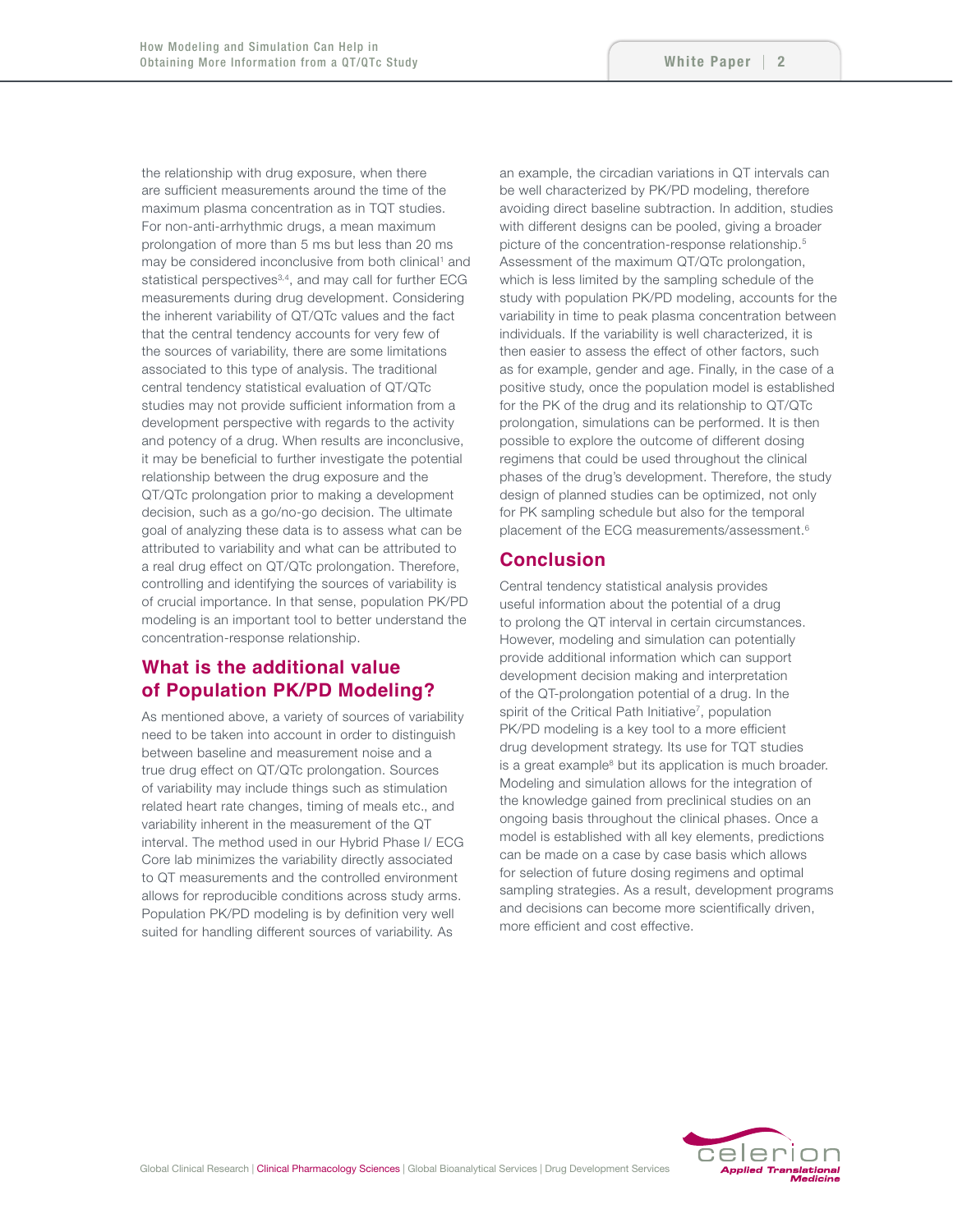the relationship with drug exposure, when there are sufficient measurements around the time of the maximum plasma concentration as in TQT studies. For non-anti-arrhythmic drugs, a mean maximum prolongation of more than 5 ms but less than 20 ms may be considered inconclusive from both clinical[1] and statistical perspectives[3,4], and may call for further ECG measurements during drug development. Considering the inherent variability of QT/QTc values and the fact that the central tendency accounts for very few of the sources of variability, there are some limitations associated to this type of analysis. The traditional central tendency statistical evaluation of QT/QTc studies may not provide sufficient information from a development perspective with regards to the activity and potency of a drug. When results are inconclusive, it may be beneficial to further investigate the potential relationship between the drug exposure and the QT/QTc prolongation prior to making a development decision, such as a go/no-go decision. The ultimate goal of analyzing these data is to assess what can be attributed to variability and what can be attributed to a real drug effect on QT/QTc prolongation. Therefore, controlling and identifying the sources of variability is of crucial importance. In that sense, population PK/PD modeling is an important tool to better understand the concentration-response relationship.

## What is the additional value of Population PK/PD Modeling?

As mentioned above, a variety of sources of variability need to be taken into account in order to distinguish between baseline and measurement noise and a true drug effect on QT/QTc prolongation. Sources of variability may include things such as stimulation related heart rate changes, timing of meals etc., and variability inherent in the measurement of the QT interval. The method used in our Hybrid Phase I/ ECG Core lab minimizes the variability directly associated to QT measurements and the controlled environment allows for reproducible conditions across study arms. Population PK/PD modeling is by definition very well suited for handling different sources of variability. As an example, the circadian variations in QT intervals can be well characterized by PK/PD modeling, therefore avoiding direct baseline subtraction. In addition, studies with different designs can be pooled, giving a broader picture of the concentration-response relationship.[5] Assessment of the maximum QT/QTc prolongation, which is less limited by the sampling schedule of the study with population PK/PD modeling, accounts for the variability in time to peak plasma concentration between individuals. If the variability is well characterized, it is then easier to assess the effect of other factors, such as for example, gender and age. Finally, in the case of a positive study, once the population model is established for the PK of the drug and its relationship to QT/QTc prolongation, simulations can be performed. It is then possible to explore the outcome of different dosing regimens that could be used throughout the clinical phases of the drug's development. Therefore, the study design of planned studies can be optimized, not only for PK sampling schedule but also for the temporal placement of the ECG measurements/assessment.[6]

## Conclusion

Central tendency statistical analysis provides useful information about the potential of a drug to prolong the QT interval in certain circumstances. However, modeling and simulation can potentially provide additional information which can support development decision making and interpretation of the QT-prolongation potential of a drug. In the spirit of the Critical Path Initiative[7], population PK/PD modeling is a key tool to a more efficient drug development strategy. Its use for TQT studies is a great example[8] but its application is much broader. Modeling and simulation allows for the integration of the knowledge gained from preclinical studies on an ongoing basis throughout the clinical phases. Once a model is established with all key elements, predictions can be made on a case by case basis which allows for selection of future dosing regimens and optimal sampling strategies. As a result, development programs and decisions can become more scientifically driven, more efficient and cost effective.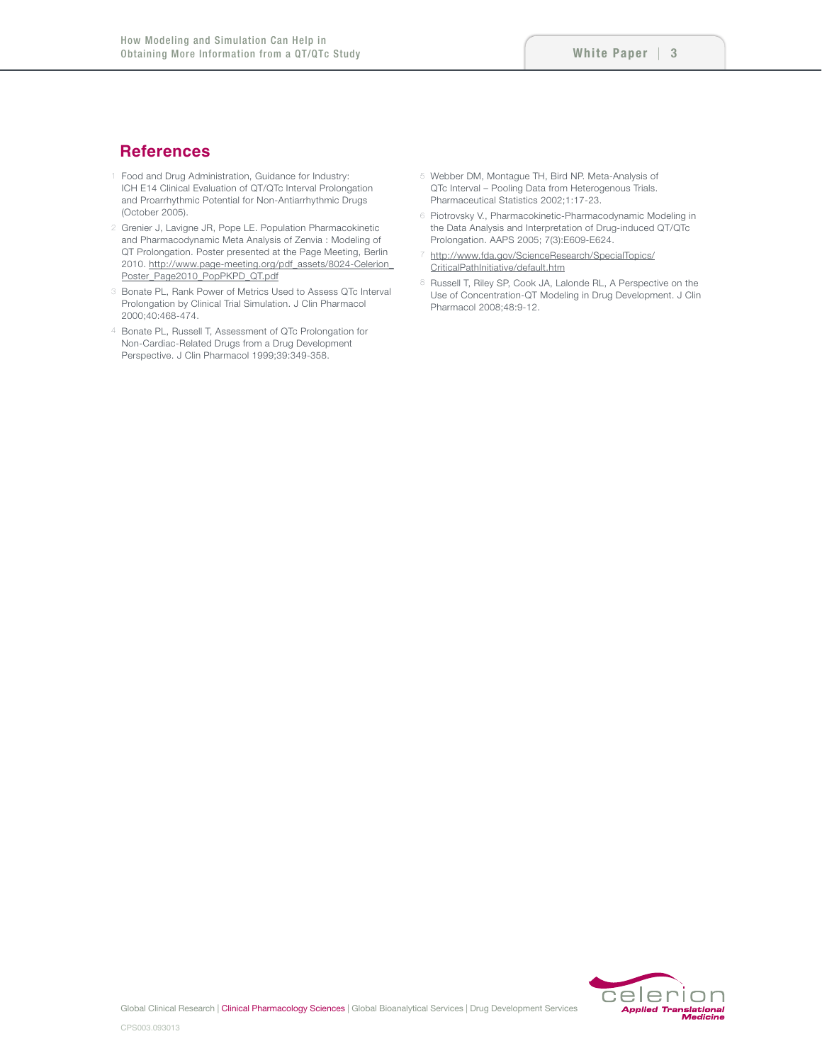## References

1. Food and Drug Administration, Guidance for Industry: ICH E14 Clinical Evaluation of QT/QTc Interval Prolongation and Proarrhythmic Potential for Non-Antiarrhythmic Drugs (October 2005).
2. Grenier J, Lavigne JR, Pope LE. Population Pharmacokinetic and Pharmacodynamic Meta Analysis of Zenvia : Modeling of QT Prolongation. Poster presented at the Page Meeting, Berlin 2010. http://www.page-meeting.org/pdf_assets/8024-Celerion_Poster_Page2010_PopPKPD_QT.pdf
3. Bonate PL, Rank Power of Metrics Used to Assess QTc Interval Prolongation by Clinical Trial Simulation. J Clin Pharmacol 2000;40:468-474.
4. Bonate PL, Russell T, Assessment of QTc Prolongation for Non-Cardiac-Related Drugs from a Drug Development Perspective. J Clin Pharmacol 1999;39:349-358.
5. Webber DM, Montague TH, Bird NP. Meta-Analysis of QTc Interval – Pooling Data from Heterogenous Trials. Pharmaceutical Statistics 2002;1:17-23.
6. Piotrovsky V., Pharmacokinetic-Pharmacodynamic Modeling in the Data Analysis and Interpretation of Drug-induced QT/QTc Prolongation. AAPS 2005; 7(3):E609-E624.
7. http://www.fda.gov/ScienceResearch/SpecialTopics/CriticalPathInitiative/default.htm
8. Russell T, Riley SP, Cook JA, Lalonde RL, A Perspective on the Use of Concentration-QT Modeling in Drug Development. J Clin Pharmacol 2008;48:9-12.

Global Clinical Research | Clinical Pharmacology Sciences | Global Bioanalytical Services | Drug Development Services

celerion Applied Translational Medicine

CPS003.093013